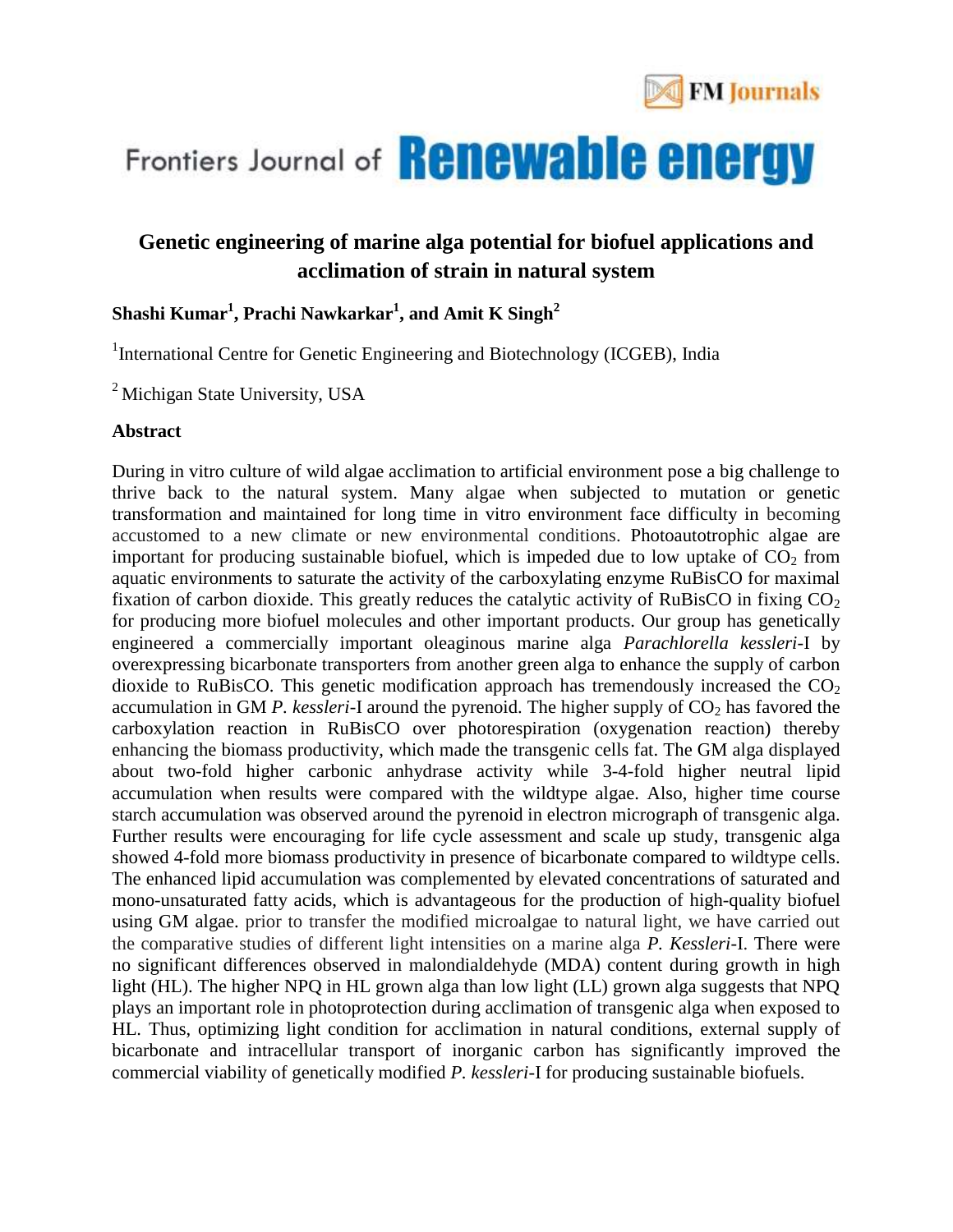FM Journals

Frontiers Journal of **Renewable energy**

# Genetic engineering of marine alga potential for biofuel applications and acclimation of strain in natural system

**Shashi Kumar[1], Prachi Nawkarkar[1], and Amit K Singh[2]**

[1]International Centre for Genetic Engineering and Biotechnology (ICGEB), India

[2] Michigan State University, USA

### Abstract

During in vitro culture of wild algae acclimation to artificial environment pose a big challenge to thrive back to the natural system. Many algae when subjected to mutation or genetic transformation and maintained for long time in vitro environment face difficulty in becoming accustomed to a new climate or new environmental conditions. Photoautotrophic algae are important for producing sustainable biofuel, which is impeded due to low uptake of $CO_2$ from aquatic environments to saturate the activity of the carboxylating enzyme RuBisCO for maximal fixation of carbon dioxide. This greatly reduces the catalytic activity of RuBisCO in fixing $CO_2$ for producing more biofuel molecules and other important products. Our group has genetically engineered a commercially important oleaginous marine alga *Parachlorella kessleri*-I by overexpressing bicarbonate transporters from another green alga to enhance the supply of carbon dioxide to RuBisCO. This genetic modification approach has tremendously increased the $CO_2$ accumulation in GM *P. kessleri*-I around the pyrenoid. The higher supply of $CO_2$ has favored the carboxylation reaction in RuBisCO over photorespiration (oxygenation reaction) thereby enhancing the biomass productivity, which made the transgenic cells fat. The GM alga displayed about two-fold higher carbonic anhydrase activity while 3-4-fold higher neutral lipid accumulation when results were compared with the wildtype algae. Also, higher time course starch accumulation was observed around the pyrenoid in electron micrograph of transgenic alga. Further results were encouraging for life cycle assessment and scale up study, transgenic alga showed 4-fold more biomass productivity in presence of bicarbonate compared to wildtype cells. The enhanced lipid accumulation was complemented by elevated concentrations of saturated and mono-unsaturated fatty acids, which is advantageous for the production of high-quality biofuel using GM algae. prior to transfer the modified microalgae to natural light, we have carried out the comparative studies of different light intensities on a marine alga *P. Kessleri*-I. There were no significant differences observed in malondialdehyde (MDA) content during growth in high light (HL). The higher NPQ in HL grown alga than low light (LL) grown alga suggests that NPQ plays an important role in photoprotection during acclimation of transgenic alga when exposed to HL. Thus, optimizing light condition for acclimation in natural conditions, external supply of bicarbonate and intracellular transport of inorganic carbon has significantly improved the commercial viability of genetically modified *P. kessleri*-I for producing sustainable biofuels.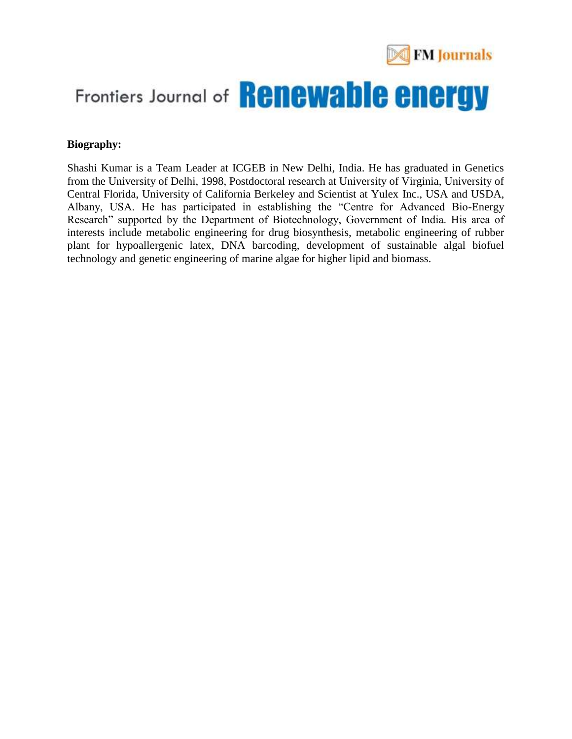**Biography:**

Shashi Kumar is a Team Leader at ICGEB in New Delhi, India. He has graduated in Genetics from the University of Delhi, 1998, Postdoctoral research at University of Virginia, University of Central Florida, University of California Berkeley and Scientist at Yulex Inc., USA and USDA, Albany, USA. He has participated in establishing the "Centre for Advanced Bio-Energy Research" supported by the Department of Biotechnology, Government of India. His area of interests include metabolic engineering for drug biosynthesis, metabolic engineering of rubber plant for hypoallergenic latex, DNA barcoding, development of sustainable algal biofuel technology and genetic engineering of marine algae for higher lipid and biomass.